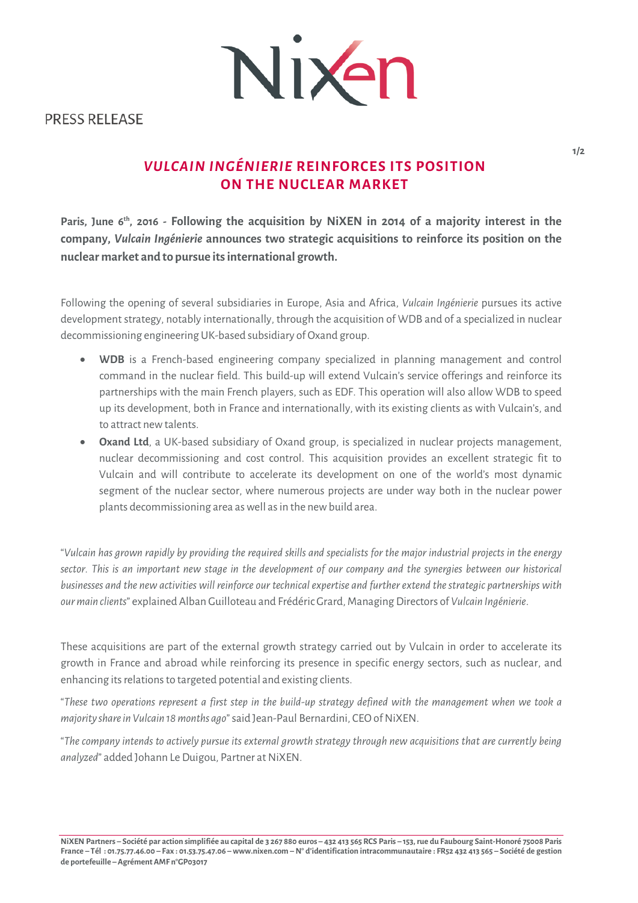PRESS RELEASE

# *VULCAIN INGÉNIERIE* REINFORCES ITS POSITION ON THE NUCLEAR MARKET

**Paris, June 6th, 2016 - Following the acquisition by NiXEN in 2014 of a majority interest in the company, *Vulcain Ingénierie* announces two strategic acquisitions to reinforce its position on the nuclear market and to pursue its international growth.**

Following the opening of several subsidiaries in Europe, Asia and Africa, *Vulcain Ingénierie* pursues its active development strategy, notably internationally, through the acquisition of WDB and of a specialized in nuclear decommissioning engineering UK-based subsidiary of Oxand group.

- **WDB** is a French-based engineering company specialized in planning management and control command in the nuclear field. This build-up will extend Vulcain's service offerings and reinforce its partnerships with the main French players, such as EDF. This operation will also allow WDB to speed up its development, both in France and internationally, with its existing clients as with Vulcain's, and to attract new talents.
- **Oxand Ltd**, a UK-based subsidiary of Oxand group, is specialized in nuclear projects management, nuclear decommissioning and cost control. This acquisition provides an excellent strategic fit to Vulcain and will contribute to accelerate its development on one of the world's most dynamic segment of the nuclear sector, where numerous projects are under way both in the nuclear power plants decommissioning area as well as in the new build area.

"*Vulcain has grown rapidly by providing the required skills and specialists for the major industrial projects in the energy sector. This is an important new stage in the development of our company and the synergies between our historical businesses and the new activities will reinforce our technical expertise and further extend the strategic partnerships with our main clients*" explained Alban Guilloteau and Frédéric Grard, Managing Directors of *Vulcain Ingénierie*.

These acquisitions are part of the external growth strategy carried out by Vulcain in order to accelerate its growth in France and abroad while reinforcing its presence in specific energy sectors, such as nuclear, and enhancing its relations to targeted potential and existing clients.

"*These two operations represent a first step in the build-up strategy defined with the management when we took a majority share in Vulcain 18 months ago*" said Jean-Paul Bernardini, CEO of NiXEN.

"*The company intends to actively pursue its external growth strategy through new acquisitions that are currently being analyzed*" added Johann Le Duigou, Partner at NiXEN.

**NiXEN Partners – Société par action simplifiée au capital de 3 267 880 euros – 432 413 565 RCS Paris – 153, rue du Faubourg Saint-Honoré 75008 Paris France – Tél : 01.75.77.46.00 – Fax : 01.53.75.47.06 – www.nixen.com – N° d'identification intracommunautaire : FR52 432 413 565 – Société de gestion de portefeuille – Agrément AMF n°GP03017**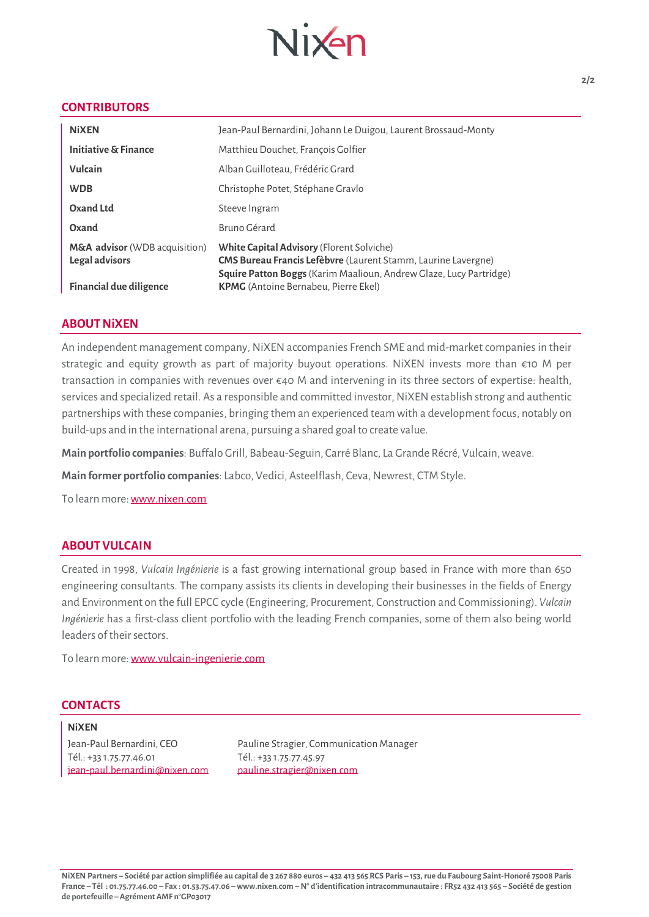## CONTRIBUTORS

| | |
|---|---|
| **NiXEN** | Jean-Paul Bernardini, Johann Le Duigou, Laurent Brossaud-Monty |
| **Initiative & Finance** | Matthieu Douchet, François Golfier |
| **Vulcain** | Alban Guilloteau, Frédéric Grard |
| **WDB** | Christophe Potet, Stéphane Gravlo |
| **Oxand Ltd** | Steeve Ingram |
| **Oxand** | Bruno Gérard |
| **M&A advisor** (WDB acquisition) | **White Capital Advisory** (Florent Solviche) |
| **Legal advisors** | **CMS Bureau Francis Lefèbvre** (Laurent Stamm, Laurine Lavergne) **Squire Patton Boggs** (Karim Maalioun, Andrew Glaze, Lucy Partridge) |
| **Financial due diligence** | **KPMG** (Antoine Bernabeu, Pierre Ekel) |

## ABOUT NiXEN

An independent management company, NiXEN accompanies French SME and mid-market companies in their strategic and equity growth as part of majority buyout operations. NiXEN invests more than €10 M per transaction in companies with revenues over €40 M and intervening in its three sectors of expertise: health, services and specialized retail. As a responsible and committed investor, NiXEN establish strong and authentic partnerships with these companies, bringing them an experienced team with a development focus, notably on build-ups and in the international arena, pursuing a shared goal to create value.

**Main portfolio companies**: Buffalo Grill, Babeau-Seguin, Carré Blanc, La Grande Récré, Vulcain, weave.

**Main former portfolio companies**: Labco, Vedici, Asteelflash, Ceva, Newrest, CTM Style.

To learn more: www.nixen.com

## ABOUT VULCAIN

Created in 1998, *Vulcain Ingénierie* is a fast growing international group based in France with more than 650 engineering consultants. The company assists its clients in developing their businesses in the fields of Energy and Environment on the full EPCC cycle (Engineering, Procurement, Construction and Commissioning). *Vulcain Ingénierie* has a first-class client portfolio with the leading French companies, some of them also being world leaders of their sectors.

To learn more: www.vulcain-ingenierie.com

## CONTACTS

**NiXEN**

Jean-Paul Bernardini, CEO
Tél.: +33 1.75.77.46.01
jean-paul.bernardini@nixen.com

Pauline Stragier, Communication Manager
Tél.: +33 1.75.77.45.97
pauline.stragier@nixen.com

NiXEN Partners – Société par action simplifiée au capital de 3 267 880 euros – 432 413 565 RCS Paris – 153, rue du Faubourg Saint-Honoré 75008 Paris France – Tél : 01.75.77.46.00 – Fax : 01.53.75.47.06 – www.nixen.com – N° d'identification intracommunautaire : FR52 432 413 565 – Société de gestion de portefeuille – Agrément AMF n°GP03017